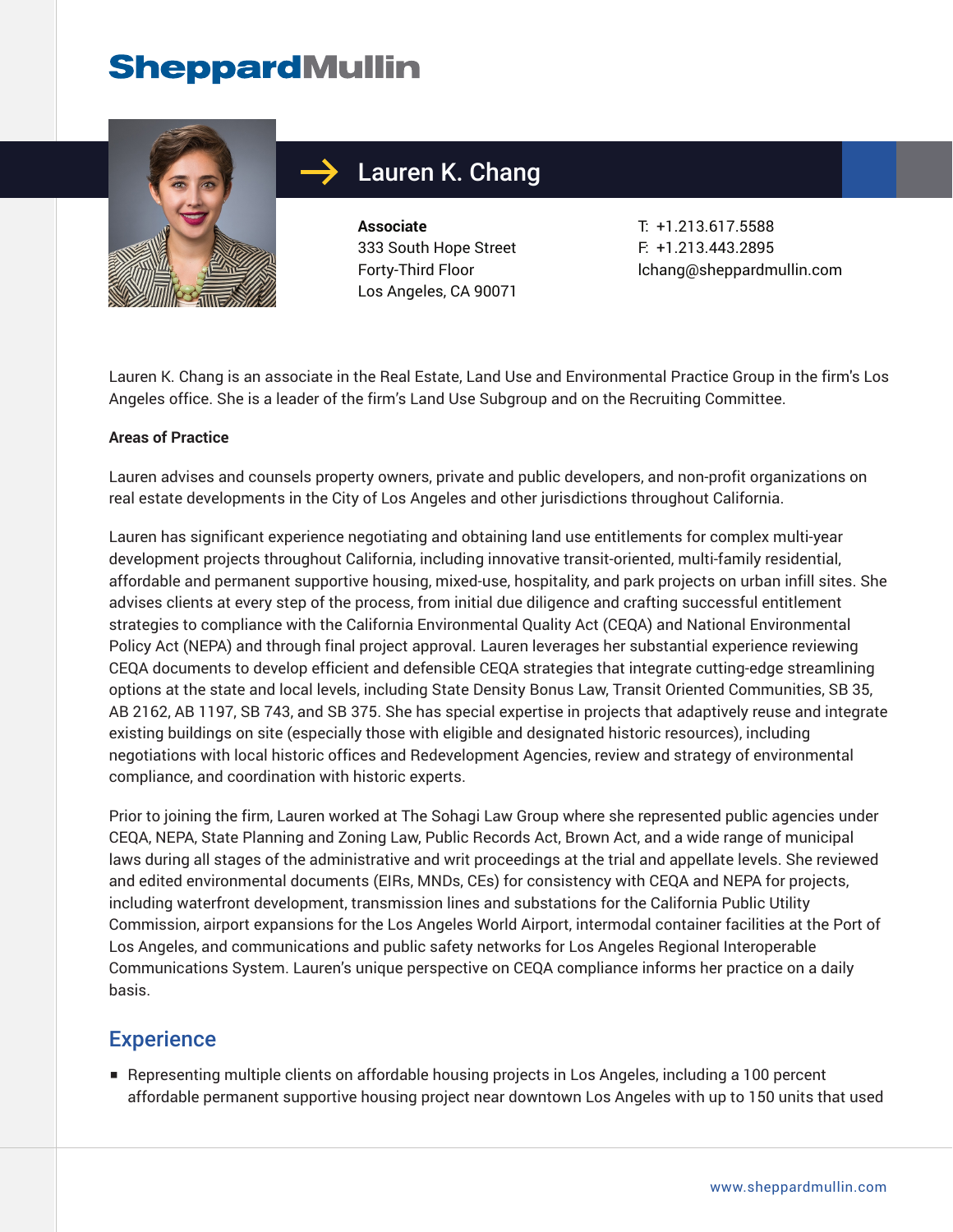# Lauren K. Chang

**Associate**
333 South Hope Street
Forty-Third Floor
Los Angeles, CA 90071

T: +1.213.617.5588
F: +1.213.443.2895
lchang@sheppardmullin.com

Lauren K. Chang is an associate in the Real Estate, Land Use and Environmental Practice Group in the firm's Los Angeles office. She is a leader of the firm's Land Use Subgroup and on the Recruiting Committee.

**Areas of Practice**

Lauren advises and counsels property owners, private and public developers, and non-profit organizations on real estate developments in the City of Los Angeles and other jurisdictions throughout California.

Lauren has significant experience negotiating and obtaining land use entitlements for complex multi-year development projects throughout California, including innovative transit-oriented, multi-family residential, affordable and permanent supportive housing, mixed-use, hospitality, and park projects on urban infill sites. She advises clients at every step of the process, from initial due diligence and crafting successful entitlement strategies to compliance with the California Environmental Quality Act (CEQA) and National Environmental Policy Act (NEPA) and through final project approval. Lauren leverages her substantial experience reviewing CEQA documents to develop efficient and defensible CEQA strategies that integrate cutting-edge streamlining options at the state and local levels, including State Density Bonus Law, Transit Oriented Communities, SB 35, AB 2162, AB 1197, SB 743, and SB 375. She has special expertise in projects that adaptively reuse and integrate existing buildings on site (especially those with eligible and designated historic resources), including negotiations with local historic offices and Redevelopment Agencies, review and strategy of environmental compliance, and coordination with historic experts.

Prior to joining the firm, Lauren worked at The Sohagi Law Group where she represented public agencies under CEQA, NEPA, State Planning and Zoning Law, Public Records Act, Brown Act, and a wide range of municipal laws during all stages of the administrative and writ proceedings at the trial and appellate levels. She reviewed and edited environmental documents (EIRs, MNDs, CEs) for consistency with CEQA and NEPA for projects, including waterfront development, transmission lines and substations for the California Public Utility Commission, airport expansions for the Los Angeles World Airport, intermodal container facilities at the Port of Los Angeles, and communications and public safety networks for Los Angeles Regional Interoperable Communications System. Lauren's unique perspective on CEQA compliance informs her practice on a daily basis.

## Experience

- Representing multiple clients on affordable housing projects in Los Angeles, including a 100 percent affordable permanent supportive housing project near downtown Los Angeles with up to 150 units that used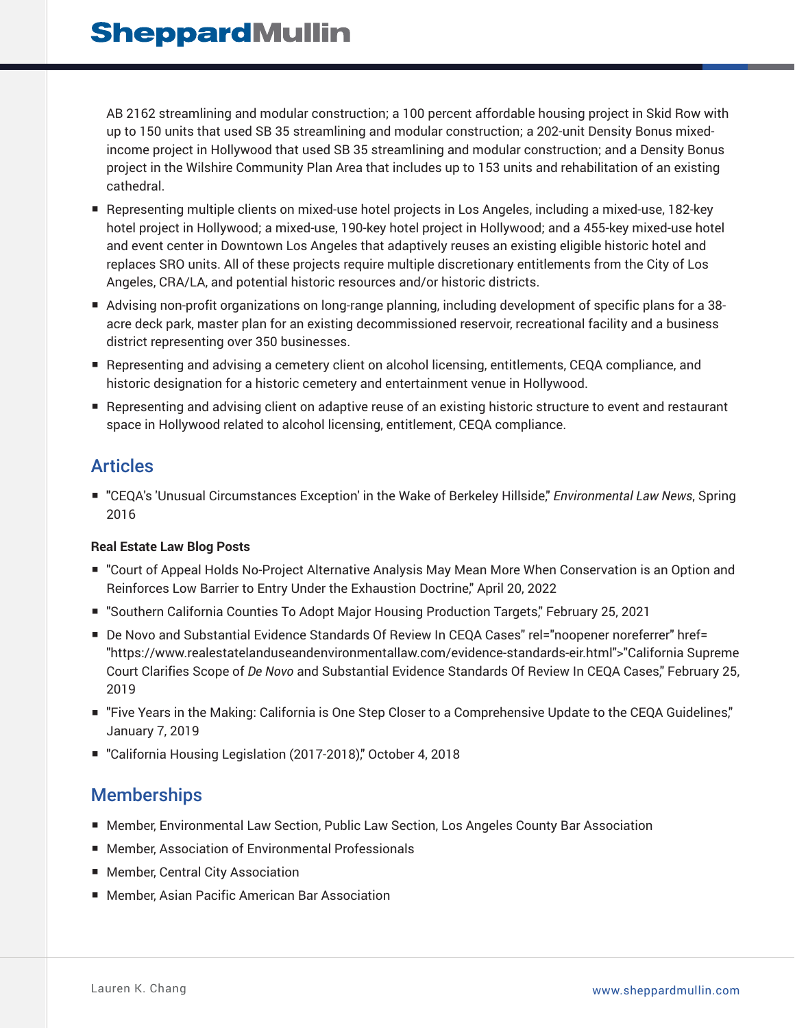AB 2162 streamlining and modular construction; a 100 percent affordable housing project in Skid Row with up to 150 units that used SB 35 streamlining and modular construction; a 202-unit Density Bonus mixed-income project in Hollywood that used SB 35 streamlining and modular construction; and a Density Bonus project in the Wilshire Community Plan Area that includes up to 153 units and rehabilitation of an existing cathedral.

- Representing multiple clients on mixed-use hotel projects in Los Angeles, including a mixed-use, 182-key hotel project in Hollywood; a mixed-use, 190-key hotel project in Hollywood; and a 455-key mixed-use hotel and event center in Downtown Los Angeles that adaptively reuses an existing eligible historic hotel and replaces SRO units. All of these projects require multiple discretionary entitlements from the City of Los Angeles, CRA/LA, and potential historic resources and/or historic districts.
- Advising non-profit organizations on long-range planning, including development of specific plans for a 38-acre deck park, master plan for an existing decommissioned reservoir, recreational facility and a business district representing over 350 businesses.
- Representing and advising a cemetery client on alcohol licensing, entitlements, CEQA compliance, and historic designation for a historic cemetery and entertainment venue in Hollywood.
- Representing and advising client on adaptive reuse of an existing historic structure to event and restaurant space in Hollywood related to alcohol licensing, entitlement, CEQA compliance.

## Articles

- "CEQA's 'Unusual Circumstances Exception' in the Wake of Berkeley Hillside," *Environmental Law News*, Spring 2016

**Real Estate Law Blog Posts**

- "Court of Appeal Holds No-Project Alternative Analysis May Mean More When Conservation is an Option and Reinforces Low Barrier to Entry Under the Exhaustion Doctrine," April 20, 2022
- "Southern California Counties To Adopt Major Housing Production Targets," February 25, 2021
- De Novo and Substantial Evidence Standards Of Review In CEQA Cases" rel="noopener noreferrer" href="https://www.realestatelanduseandenvironmentallaw.com/evidence-standards-eir.html">"California Supreme Court Clarifies Scope of *De Novo* and Substantial Evidence Standards Of Review In CEQA Cases," February 25, 2019
- "Five Years in the Making: California is One Step Closer to a Comprehensive Update to the CEQA Guidelines," January 7, 2019
- "California Housing Legislation (2017-2018)," October 4, 2018

## Memberships

- Member, Environmental Law Section, Public Law Section, Los Angeles County Bar Association
- Member, Association of Environmental Professionals
- Member, Central City Association
- Member, Asian Pacific American Bar Association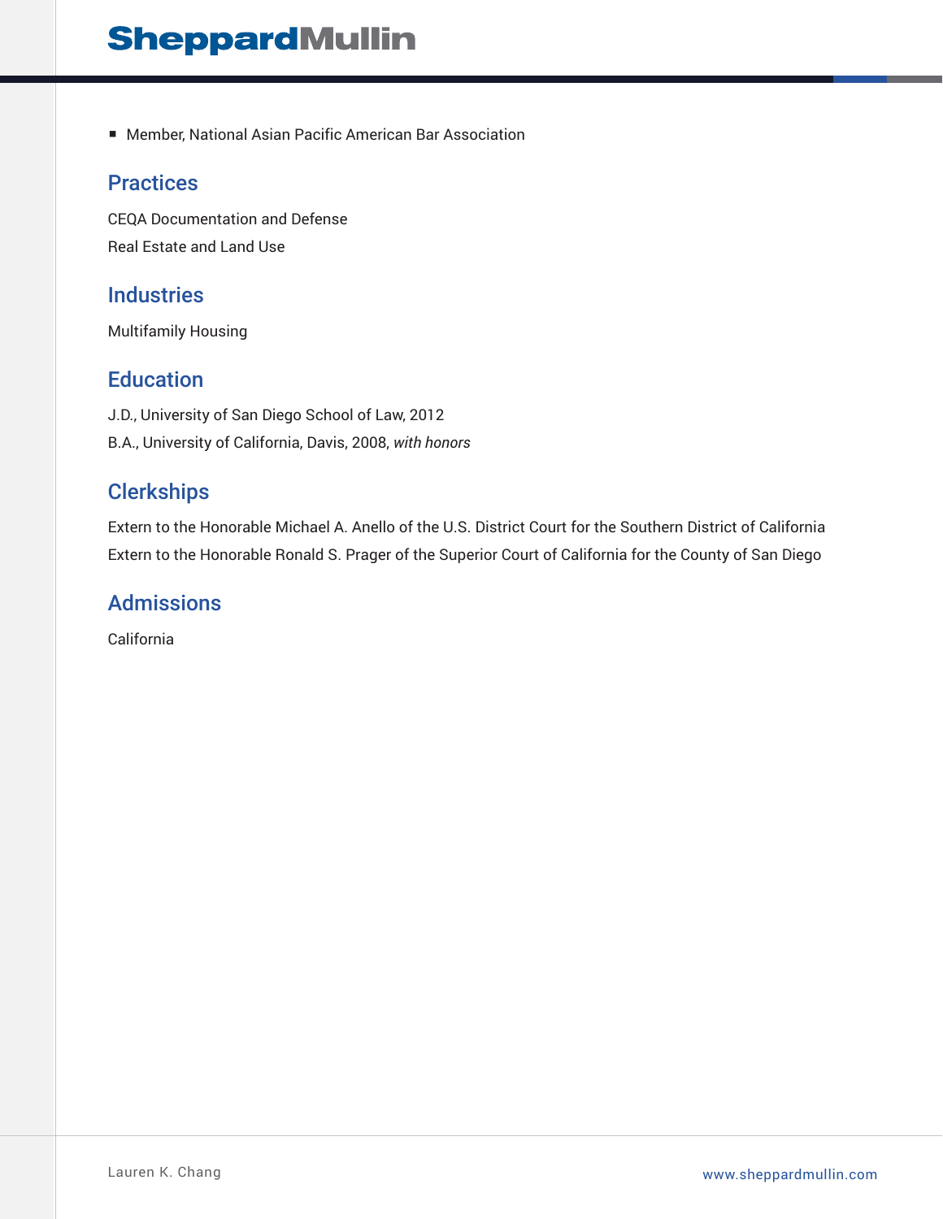- Member, National Asian Pacific American Bar Association

## Practices

CEQA Documentation and Defense

Real Estate and Land Use

## Industries

Multifamily Housing

## Education

J.D., University of San Diego School of Law, 2012

B.A., University of California, Davis, 2008, *with honors*

## Clerkships

Extern to the Honorable Michael A. Anello of the U.S. District Court for the Southern District of California

Extern to the Honorable Ronald S. Prager of the Superior Court of California for the County of San Diego

## Admissions

California